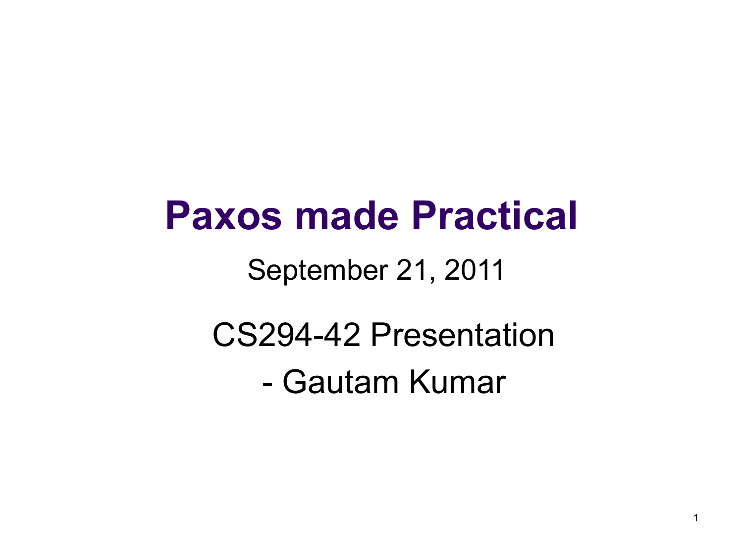# Paxos made Practical

September 21, 2011

CS294-42 Presentation

- Gautam Kumar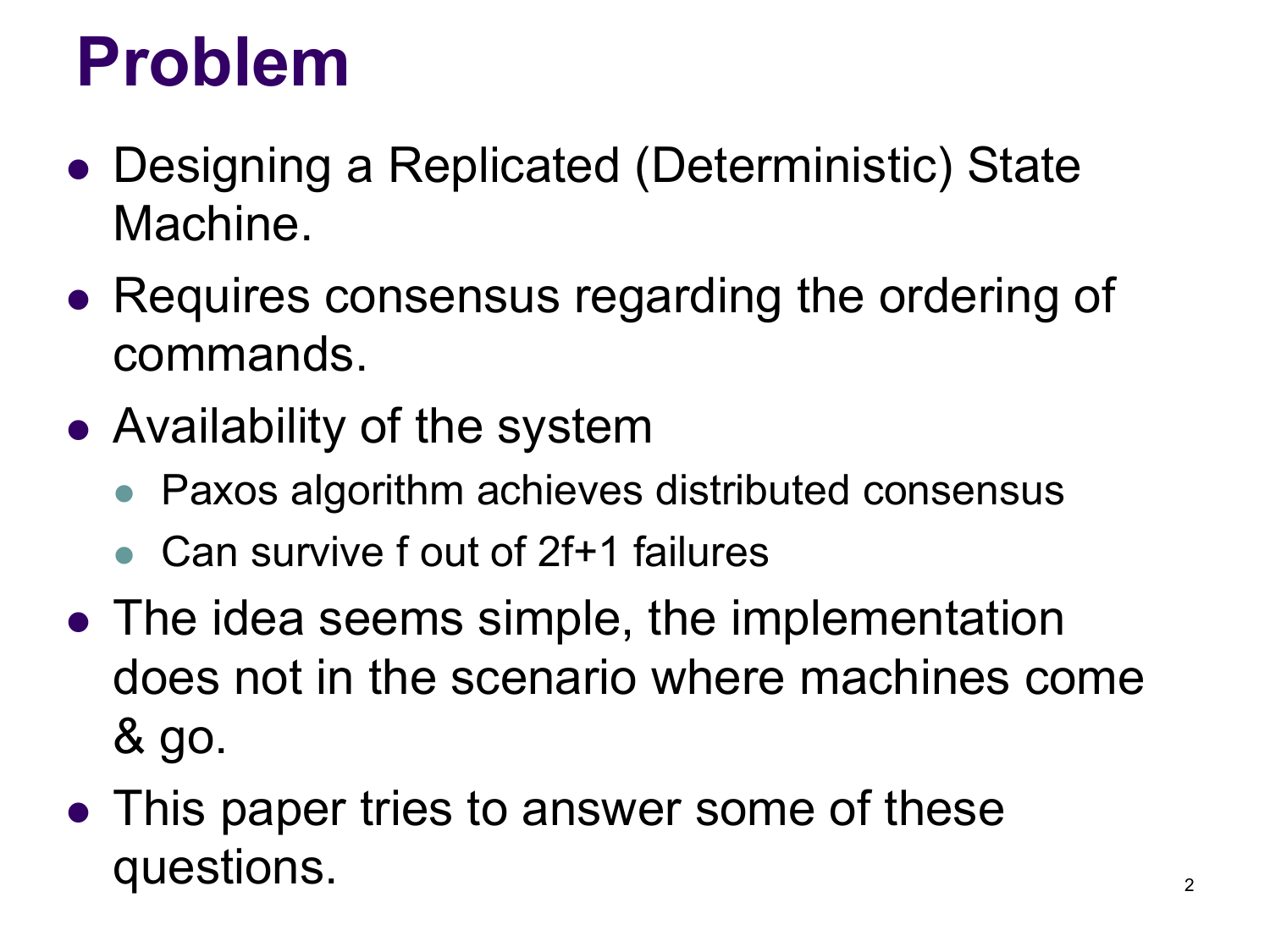# Problem

- Designing a Replicated (Deterministic) State Machine.
- Requires consensus regarding the ordering of commands.
- Availability of the system
  - Paxos algorithm achieves distributed consensus
  - Can survive f out of 2f+1 failures
- The idea seems simple, the implementation does not in the scenario where machines come & go.
- This paper tries to answer some of these questions.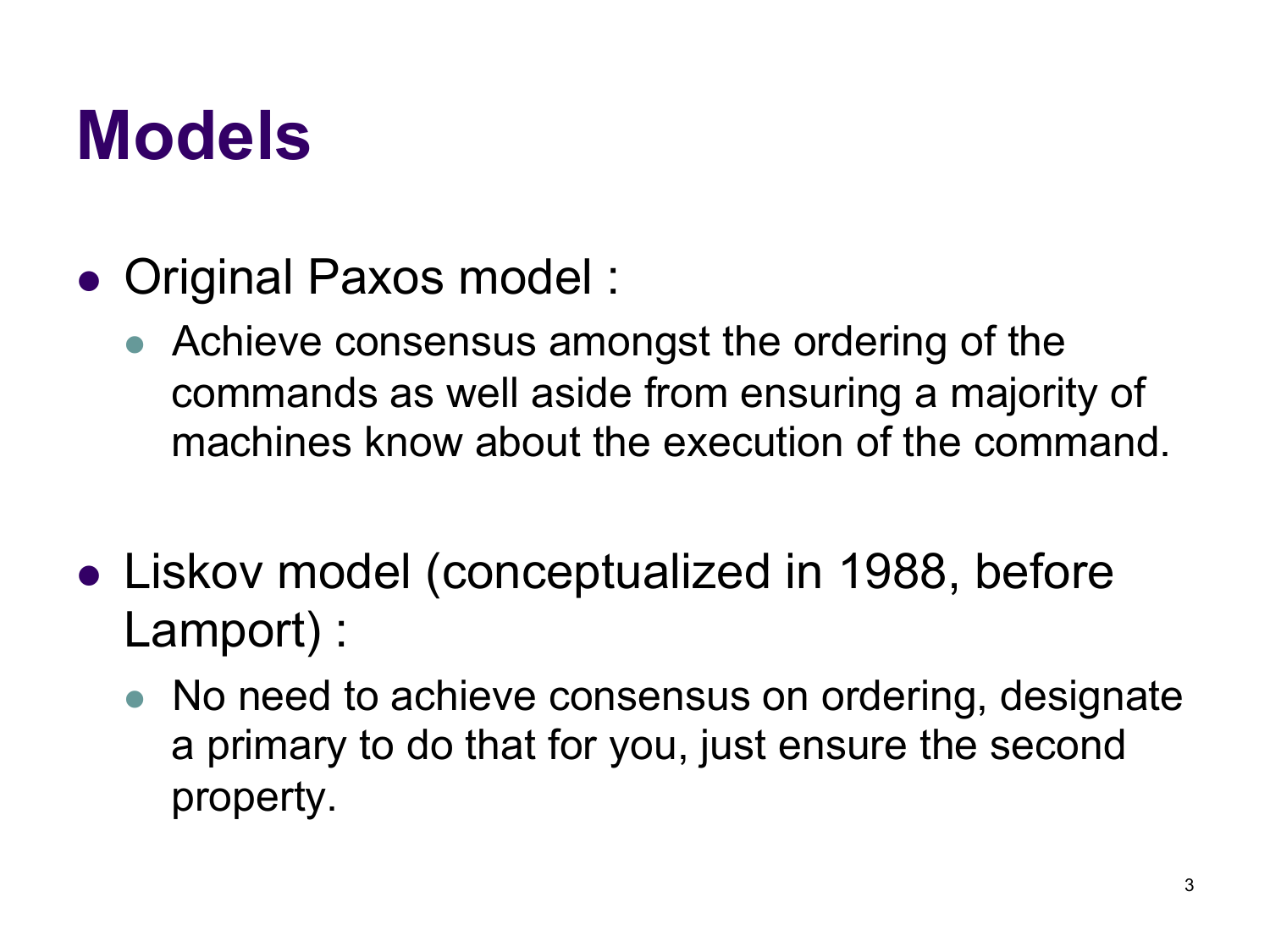# Models

- Original Paxos model :
  - Achieve consensus amongst the ordering of the commands as well aside from ensuring a majority of machines know about the execution of the command.

- Liskov model (conceptualized in 1988, before Lamport) :
  - No need to achieve consensus on ordering, designate a primary to do that for you, just ensure the second property.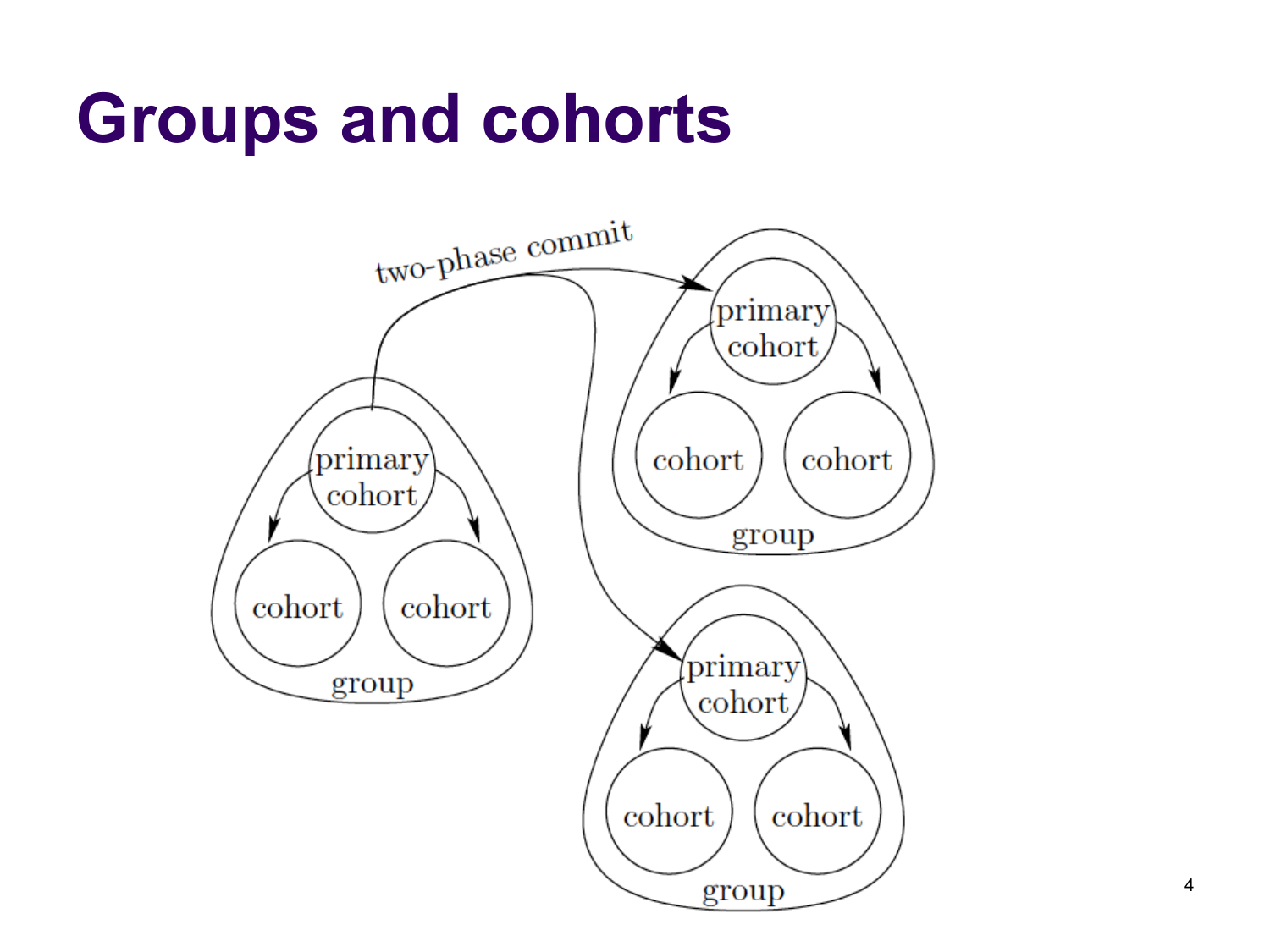# Groups and cohorts

two-phase commit

primary cohort

cohort

cohort

group

primary cohort

cohort

cohort

group

primary cohort

cohort

cohort

group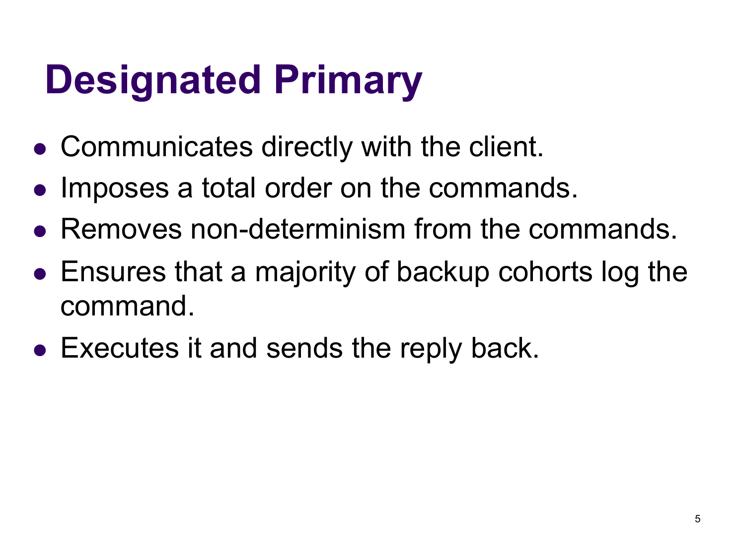# Designated Primary

- Communicates directly with the client.
- Imposes a total order on the commands.
- Removes non-determinism from the commands.
- Ensures that a majority of backup cohorts log the command.
- Executes it and sends the reply back.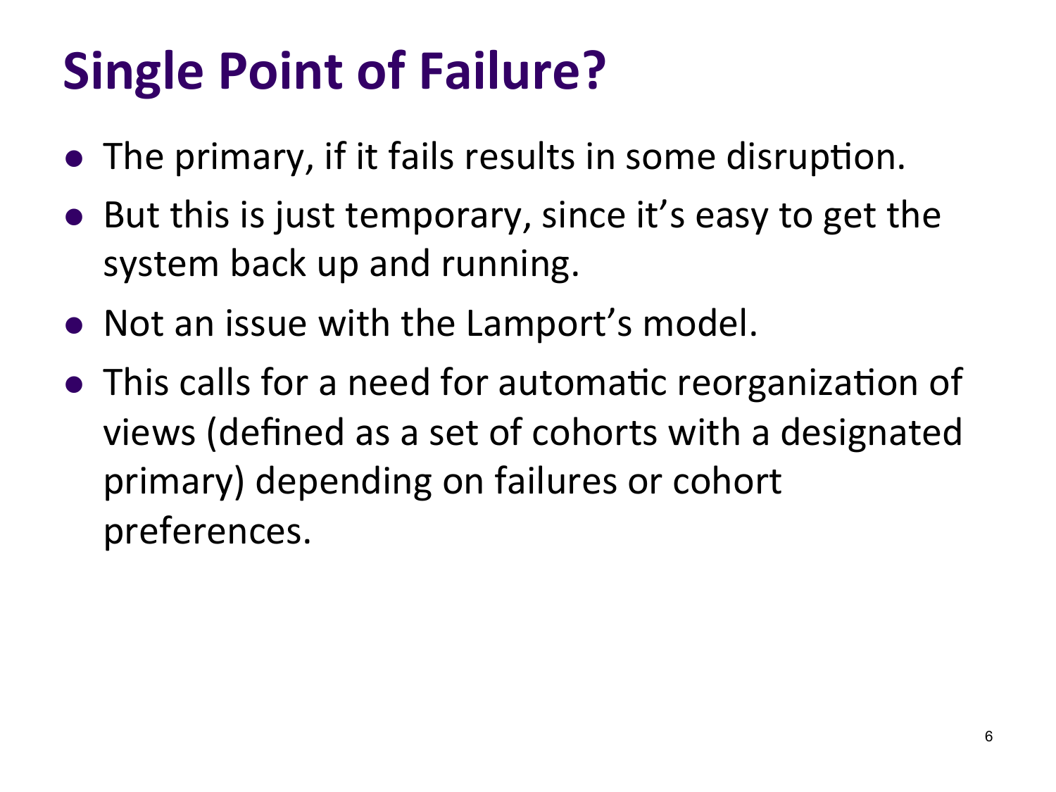# Single Point of Failure?

- The primary, if it fails results in some disruption.
- But this is just temporary, since it's easy to get the system back up and running.
- Not an issue with the Lamport's model.
- This calls for a need for automatic reorganization of views (defined as a set of cohorts with a designated primary) depending on failures or cohort preferences.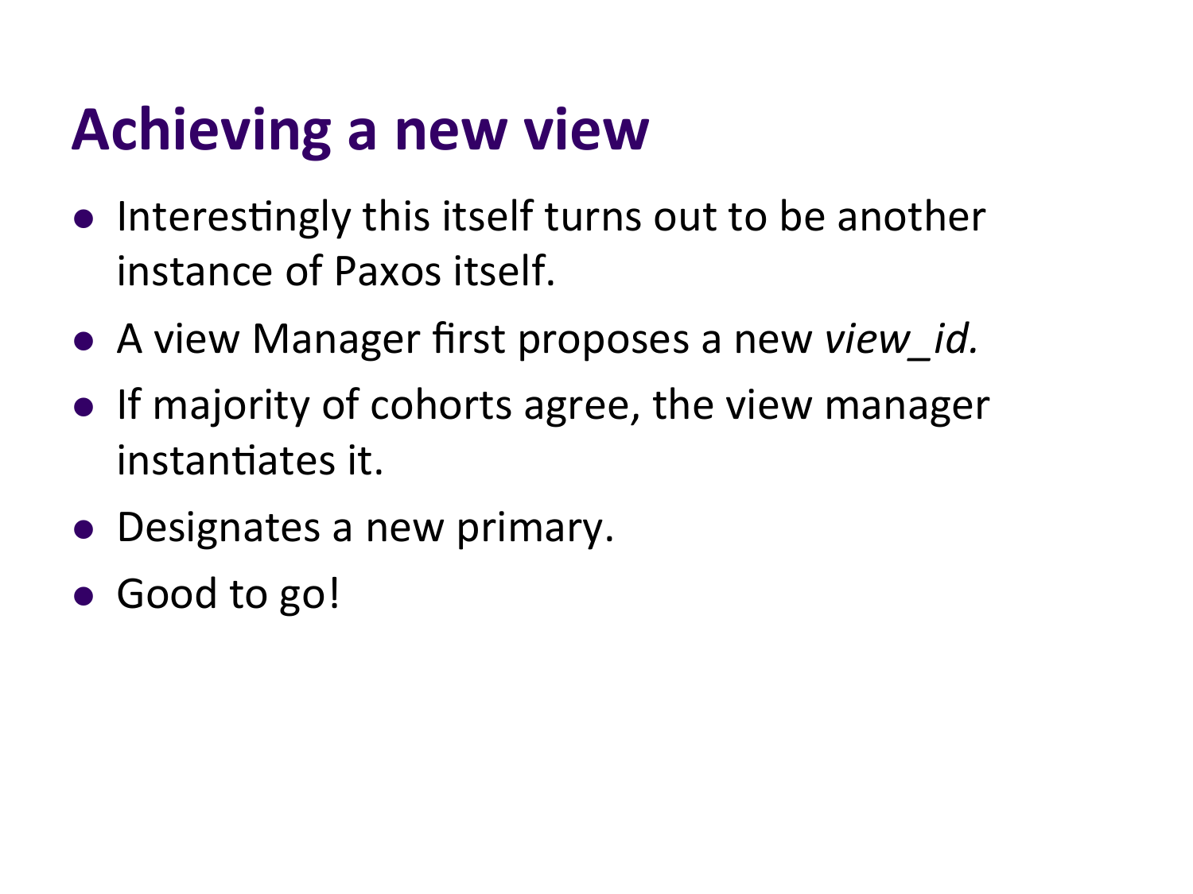# Achieving a new view

- Interestingly this itself turns out to be another instance of Paxos itself.
- A view Manager first proposes a new *view_id.*
- If majority of cohorts agree, the view manager instantiates it.
- Designates a new primary.
- Good to go!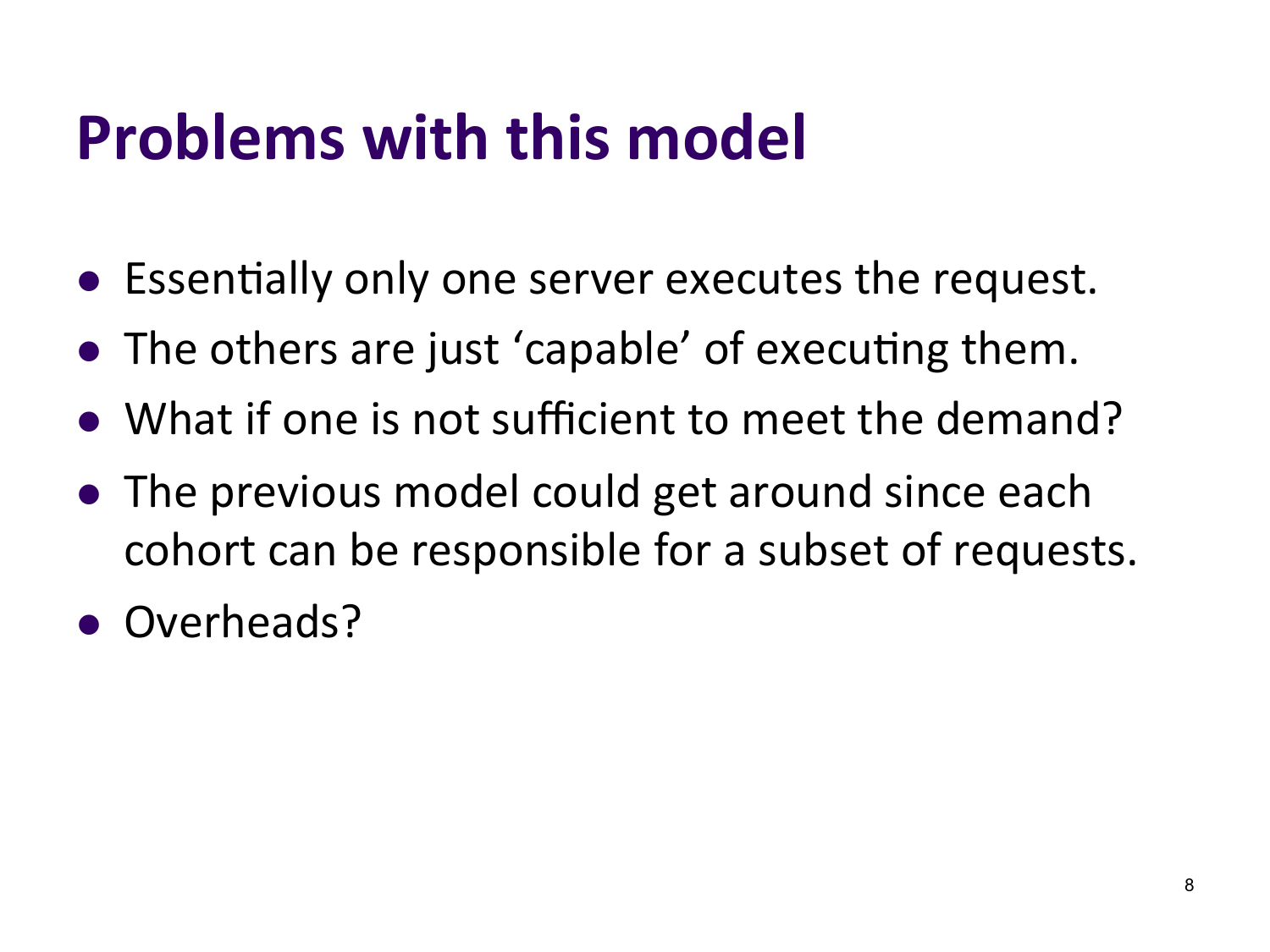# Problems with this model

- Essentially only one server executes the request.
- The others are just 'capable' of executing them.
- What if one is not sufficient to meet the demand?
- The previous model could get around since each cohort can be responsible for a subset of requests.
- Overheads?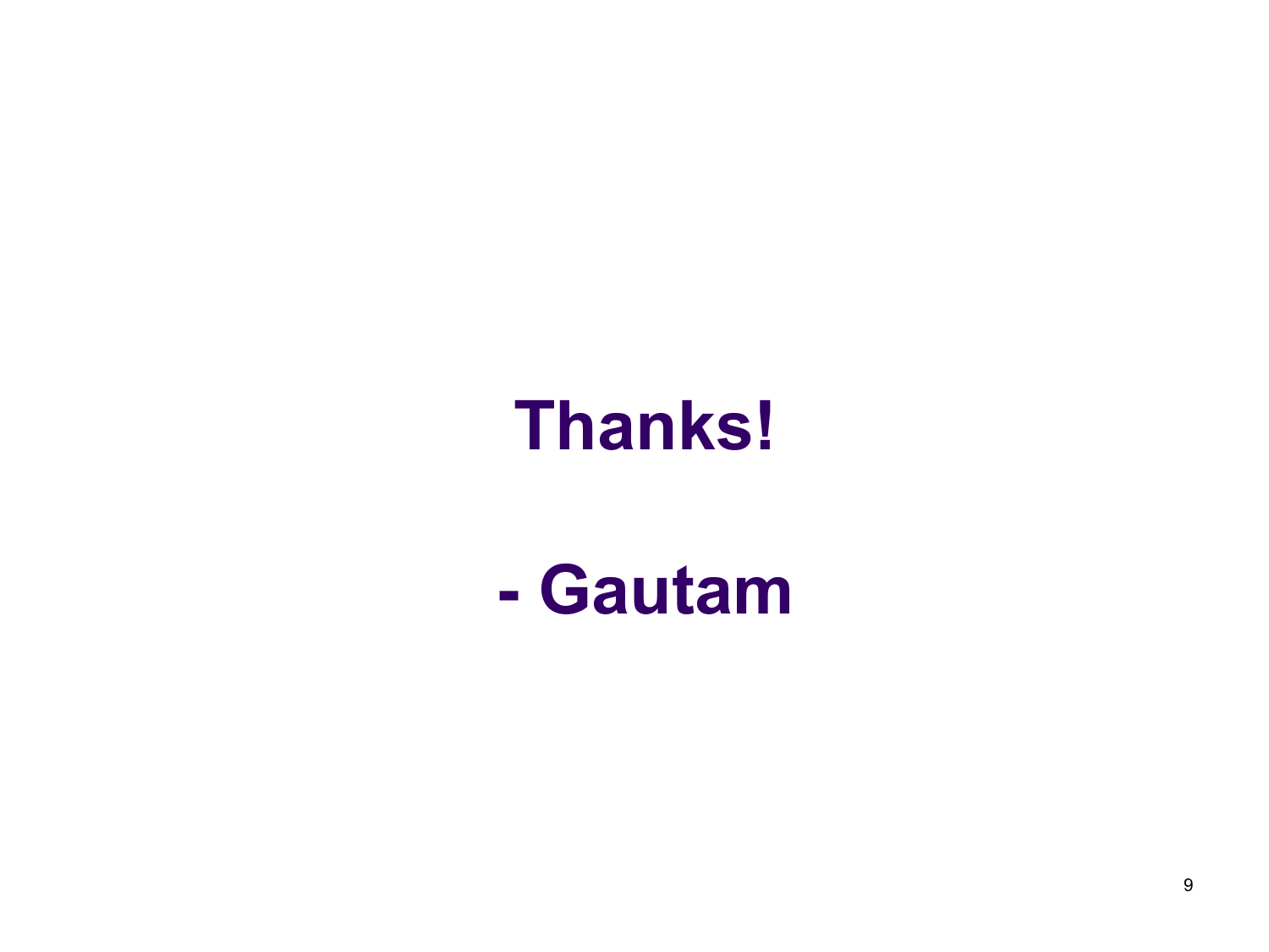**Thanks!**

**- Gautam**